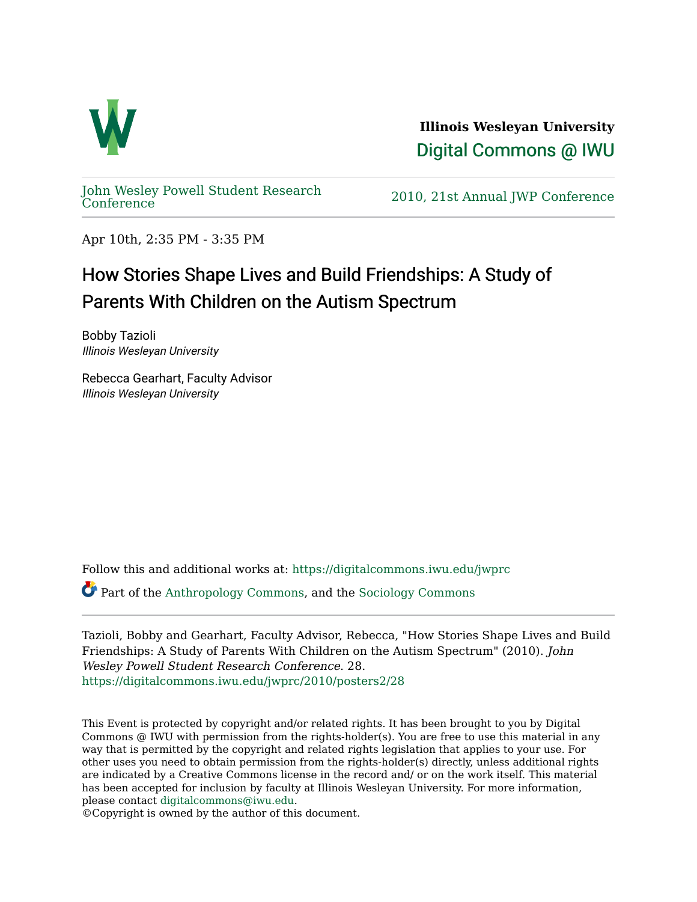Illinois Wesleyan University

Digital Commons @ IWU

John Wesley Powell Student Research Conference

2010, 21st Annual JWP Conference

Apr 10th, 2:35 PM - 3:35 PM

# How Stories Shape Lives and Build Friendships: A Study of Parents With Children on the Autism Spectrum

Bobby Tazioli
*Illinois Wesleyan University*

Rebecca Gearhart, Faculty Advisor
*Illinois Wesleyan University*

Follow this and additional works at: https://digitalcommons.iwu.edu/jwprc

Part of the Anthropology Commons, and the Sociology Commons

---

Tazioli, Bobby and Gearhart, Faculty Advisor, Rebecca, "How Stories Shape Lives and Build Friendships: A Study of Parents With Children on the Autism Spectrum" (2010). *John Wesley Powell Student Research Conference*. 28.
https://digitalcommons.iwu.edu/jwprc/2010/posters2/28

This Event is protected by copyright and/or related rights. It has been brought to you by Digital Commons @ IWU with permission from the rights-holder(s). You are free to use this material in any way that is permitted by the copyright and related rights legislation that applies to your use. For other uses you need to obtain permission from the rights-holder(s) directly, unless additional rights are indicated by a Creative Commons license in the record and/ or on the work itself. This material has been accepted for inclusion by faculty at Illinois Wesleyan University. For more information, please contact digitalcommons@iwu.edu.
©Copyright is owned by the author of this document.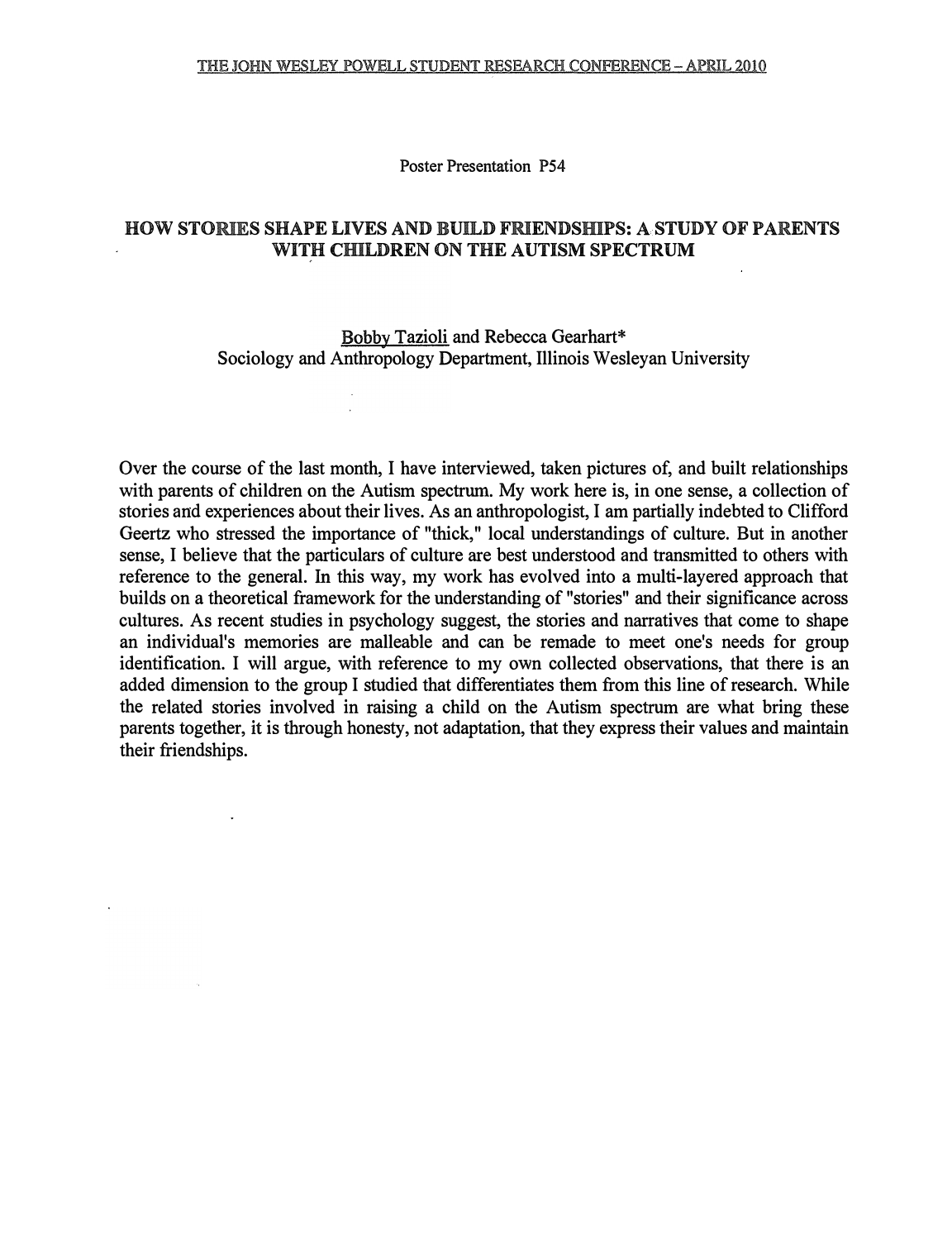Poster Presentation P54

## HOW STORIES SHAPE LIVES AND BUILD FRIENDSHIPS: A STUDY OF PARENTS WITH CHILDREN ON THE AUTISM SPECTRUM

Bobby Tazioli and Rebecca Gearhart*
Sociology and Anthropology Department, Illinois Wesleyan University

Over the course of the last month, I have interviewed, taken pictures of, and built relationships with parents of children on the Autism spectrum. My work here is, in one sense, a collection of stories and experiences about their lives. As an anthropologist, I am partially indebted to Clifford Geertz who stressed the importance of "thick," local understandings of culture. But in another sense, I believe that the particulars of culture are best understood and transmitted to others with reference to the general. In this way, my work has evolved into a multi-layered approach that builds on a theoretical framework for the understanding of "stories" and their significance across cultures. As recent studies in psychology suggest, the stories and narratives that come to shape an individual's memories are malleable and can be remade to meet one's needs for group identification. I will argue, with reference to my own collected observations, that there is an added dimension to the group I studied that differentiates them from this line of research. While the related stories involved in raising a child on the Autism spectrum are what bring these parents together, it is through honesty, not adaptation, that they express their values and maintain their friendships.